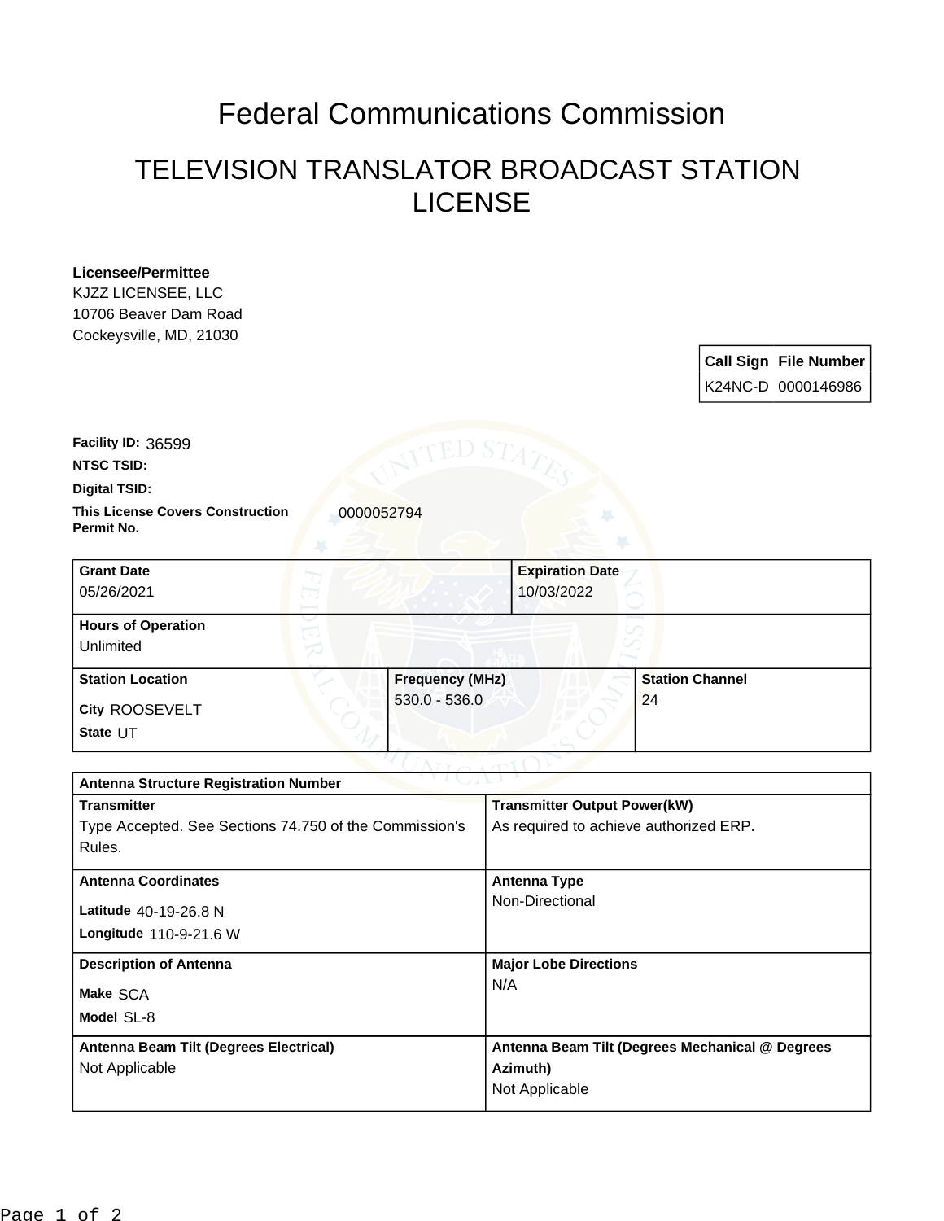# Federal Communications Commission

## TELEVISION TRANSLATOR BROADCAST STATION LICENSE

**Licensee/Permittee**
KJZZ LICENSEE, LLC
10706 Beaver Dam Road
Cockeysville, MD, 21030

| Call Sign | File Number |
| --- | --- |
| K24NC-D | 0000146986 |

**Facility ID:** 36599

**NTSC TSID:**

**Digital TSID:**

**This License Covers Construction Permit No.** 0000052794

| Grant Date | Expiration Date |
| --- | --- |
| 05/26/2021 | 10/03/2022 |

**Hours of Operation**
Unlimited

| Station Location | Frequency (MHz) | Station Channel |
| --- | --- | --- |
| City ROOSEVELT<br>State UT | 530.0 - 536.0 | 24 |

**Antenna Structure Registration Number**

| Transmitter | Transmitter Output Power(kW) |
| --- | --- |
| Type Accepted. See Sections 74.750 of the Commission's Rules. | As required to achieve authorized ERP. |

| Antenna Coordinates | Antenna Type |
| --- | --- |
| Latitude 40-19-26.8 N<br>Longitude 110-9-21.6 W | Non-Directional |

| Description of Antenna | Major Lobe Directions |
| --- | --- |
| Make SCA<br>Model SL-8 | N/A |

| Antenna Beam Tilt (Degrees Electrical) | Antenna Beam Tilt (Degrees Mechanical @ Degrees Azimuth) |
| --- | --- |
| Not Applicable | Not Applicable |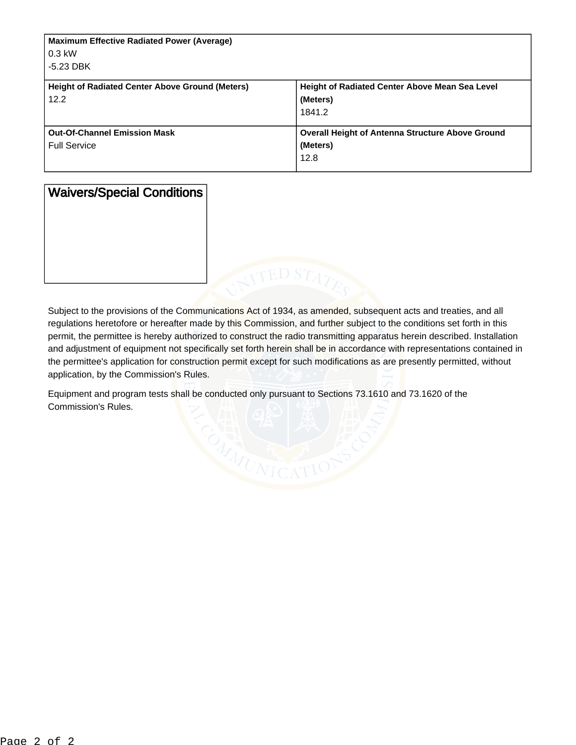| | |
|---|---|
| **Maximum Effective Radiated Power (Average)**<br>0.3 kW<br>-5.23 DBK | |
| **Height of Radiated Center Above Ground (Meters)**<br>12.2 | **Height of Radiated Center Above Mean Sea Level (Meters)**<br>1841.2 |
| **Out-Of-Channel Emission Mask**<br>Full Service | **Overall Height of Antenna Structure Above Ground (Meters)**<br>12.8 |

## Waivers/Special Conditions

Subject to the provisions of the Communications Act of 1934, as amended, subsequent acts and treaties, and all regulations heretofore or hereafter made by this Commission, and further subject to the conditions set forth in this permit, the permittee is hereby authorized to construct the radio transmitting apparatus herein described. Installation and adjustment of equipment not specifically set forth herein shall be in accordance with representations contained in the permittee's application for construction permit except for such modifications as are presently permitted, without application, by the Commission's Rules.

Equipment and program tests shall be conducted only pursuant to Sections 73.1610 and 73.1620 of the Commission's Rules.